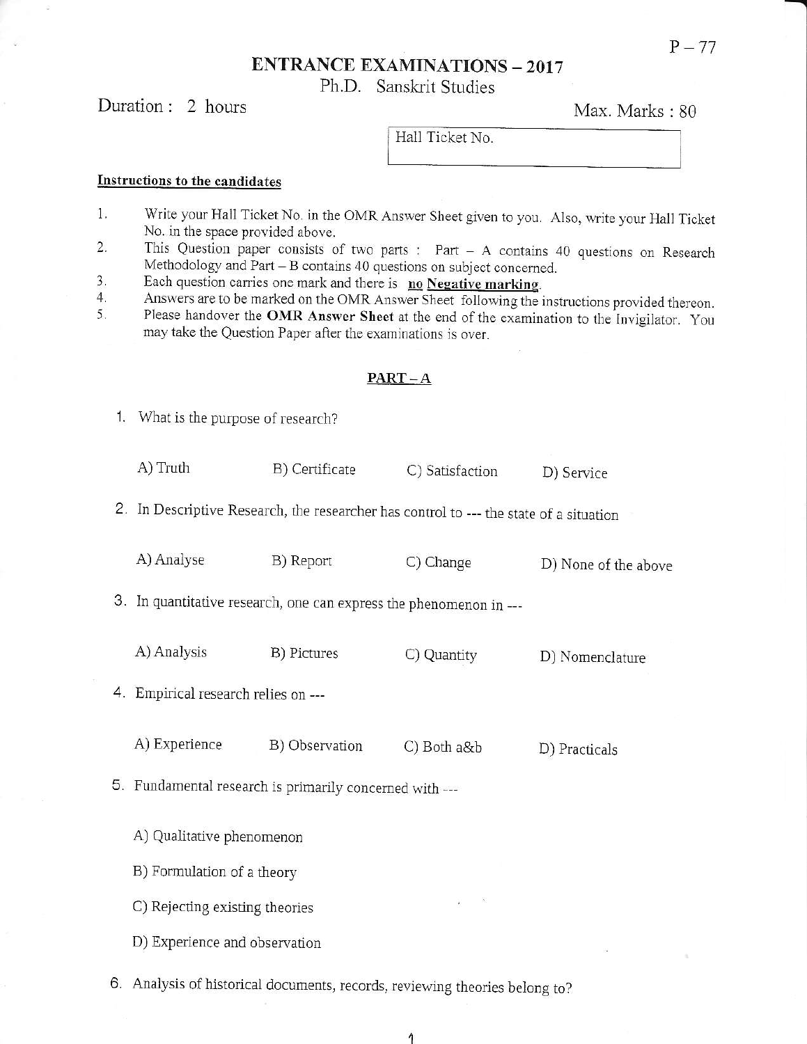P – 77

# ENTRANCE EXAMINATIONS – 2017

## Ph.D. Sanskrit Studies

Duration : 2 hours

Max. Marks : 80

| Hall Ticket No. |
|---|

**Instructions to the candidates**

1. Write your Hall Ticket No. in the OMR Answer Sheet given to you. Also, write your Hall Ticket No. in the space provided above.
2. This Question paper consists of two parts : Part – A contains 40 questions on Research Methodology and Part – B contains 40 questions on subject concerned.
3. Each question carries one mark and there is **no Negative marking**.
4. Answers are to be marked on the OMR Answer Sheet following the instructions provided thereon.
5. Please handover the **OMR Answer Sheet** at the end of the examination to the Invigilator. You may take the Question Paper after the examinations is over.

## PART – A

1. What is the purpose of research?

   A) Truth B) Certificate C) Satisfaction D) Service

2. In Descriptive Research, the researcher has control to --- the state of a situation

   A) Analyse B) Report C) Change D) None of the above

3. In quantitative research, one can express the phenomenon in ---

   A) Analysis B) Pictures C) Quantity D) Nomenclature

4. Empirical research relies on ---

   A) Experience B) Observation C) Both a&b D) Practicals

5. Fundamental research is primarily concerned with ---

   A) Qualitative phenomenon

   B) Formulation of a theory

   C) Rejecting existing theories

   D) Experience and observation

6. Analysis of historical documents, records, reviewing theories belong to?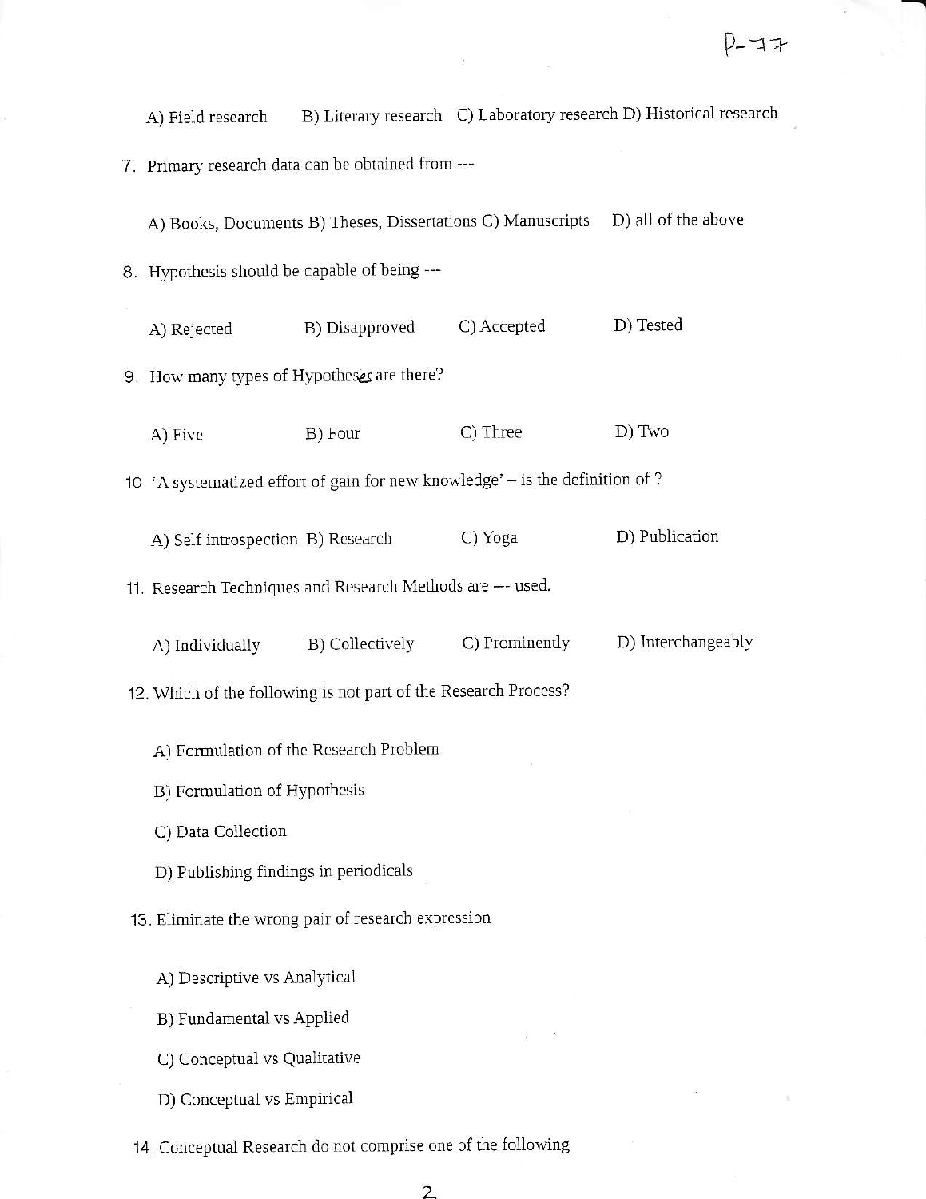A) Field research B) Literary research C) Laboratory research D) Historical research

7. Primary research data can be obtained from ---

   A) Books, Documents B) Theses, Dissertations C) Manuscripts D) all of the above

8. Hypothesis should be capable of being ---

   A) Rejected B) Disapproved C) Accepted D) Tested

9. How many types of Hypotheses are there?

   A) Five B) Four C) Three D) Two

10. 'A systematized effort of gain for new knowledge' – is the definition of ?

    A) Self introspection B) Research C) Yoga D) Publication

11. Research Techniques and Research Methods are --- used.

    A) Individually B) Collectively C) Prominently D) Interchangeably

12. Which of the following is not part of the Research Process?

    A) Formulation of the Research Problem

    B) Formulation of Hypothesis

    C) Data Collection

    D) Publishing findings in periodicals

13. Eliminate the wrong pair of research expression

    A) Descriptive vs Analytical

    B) Fundamental vs Applied

    C) Conceptual vs Qualitative

    D) Conceptual vs Empirical

14. Conceptual Research do not comprise one of the following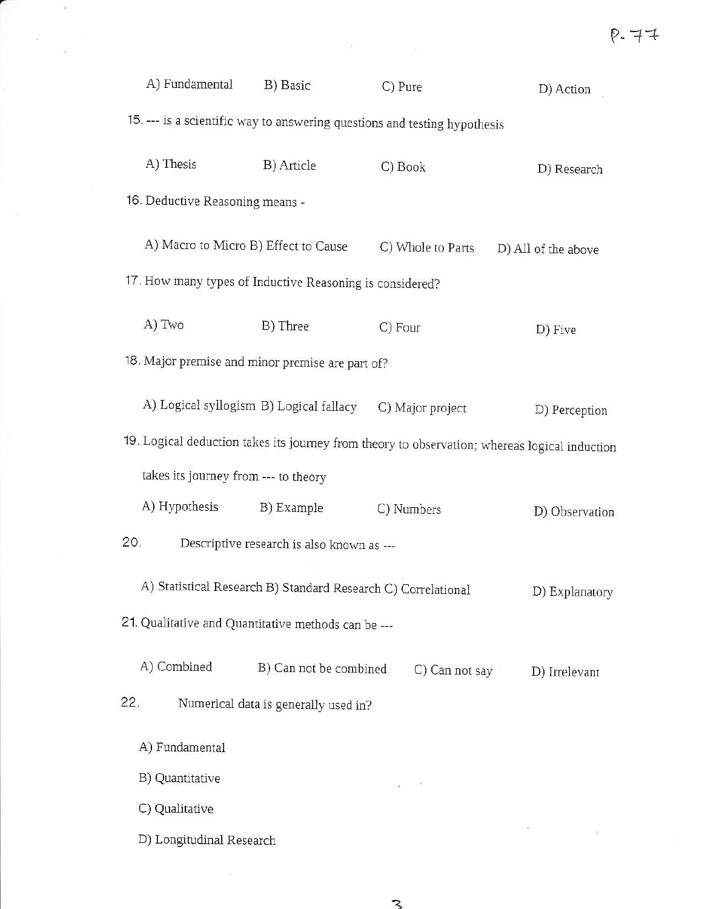A) Fundamental B) Basic C) Pure D) Action

15. --- is a scientific way to answering questions and testing hypothesis

A) Thesis B) Article C) Book D) Research

16. Deductive Reasoning means -

A) Macro to Micro B) Effect to Cause C) Whole to Parts D) All of the above

17. How many types of Inductive Reasoning is considered?

A) Two B) Three C) Four D) Five

18. Major premise and minor premise are part of?

A) Logical syllogism B) Logical fallacy C) Major project D) Perception

19. Logical deduction takes its journey from theory to observation; whereas logical induction takes its journey from --- to theory

A) Hypothesis B) Example C) Numbers D) Observation

20. Descriptive research is also known as ---

A) Statistical Research B) Standard Research C) Correlational D) Explanatory

21. Qualitative and Quantitative methods can be ---

A) Combined B) Can not be combined C) Can not say D) Irrelevant

22. Numerical data is generally used in?

A) Fundamental

B) Quantitative

C) Qualitative

D) Longitudinal Research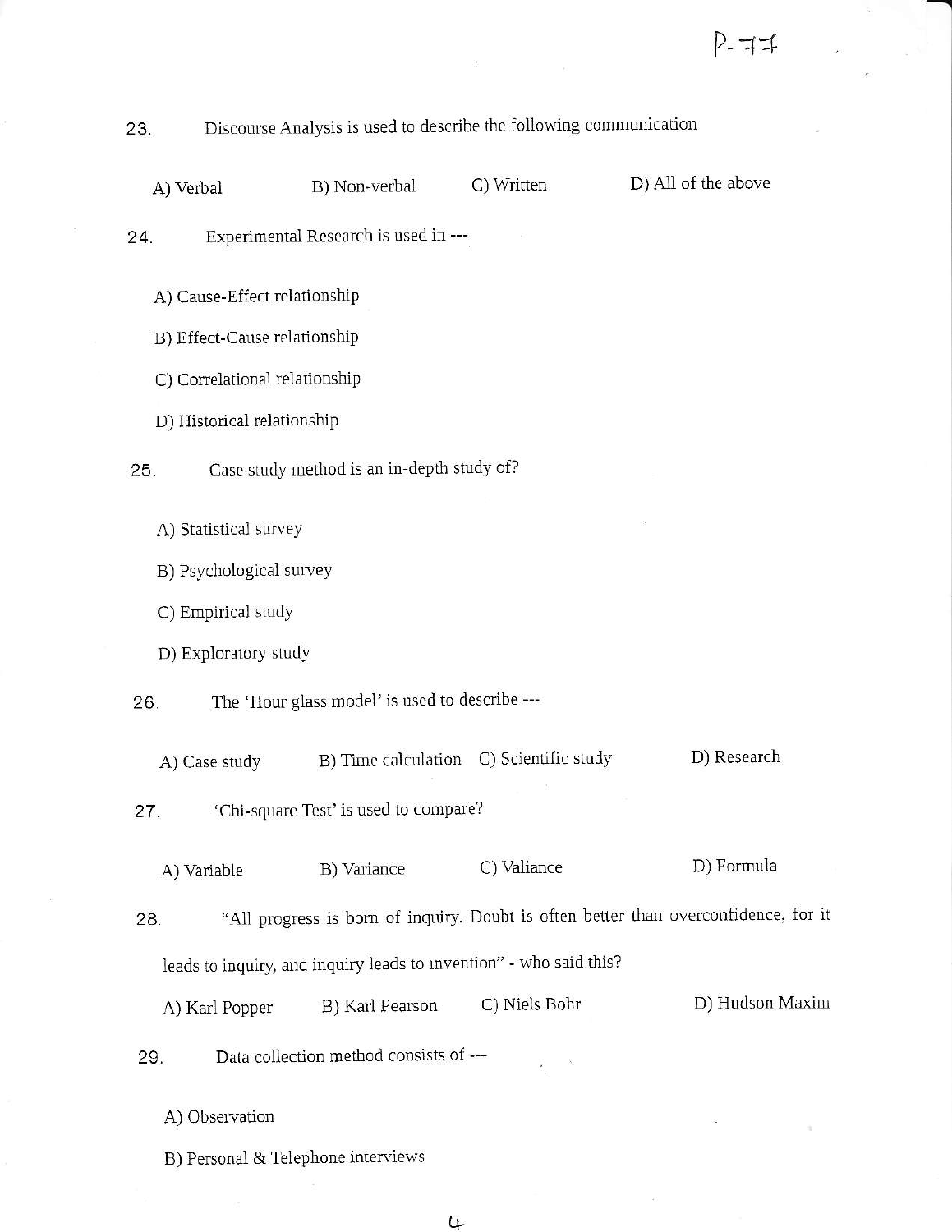23. Discourse Analysis is used to describe the following communication

A) Verbal B) Non-verbal C) Written D) All of the above

24. Experimental Research is used in ---

A) Cause-Effect relationship

B) Effect-Cause relationship

C) Correlational relationship

D) Historical relationship

25. Case study method is an in-depth study of?

A) Statistical survey

B) Psychological survey

C) Empirical study

D) Exploratory study

26. The 'Hour glass model' is used to describe ---

A) Case study B) Time calculation C) Scientific study D) Research

27. 'Chi-square Test' is used to compare?

A) Variable B) Variance C) Valiance D) Formula

28. "All progress is born of inquiry. Doubt is often better than overconfidence, for it leads to inquiry, and inquiry leads to invention" - who said this?

A) Karl Popper B) Karl Pearson C) Niels Bohr D) Hudson Maxim

29. Data collection method consists of ---

A) Observation

B) Personal & Telephone interviews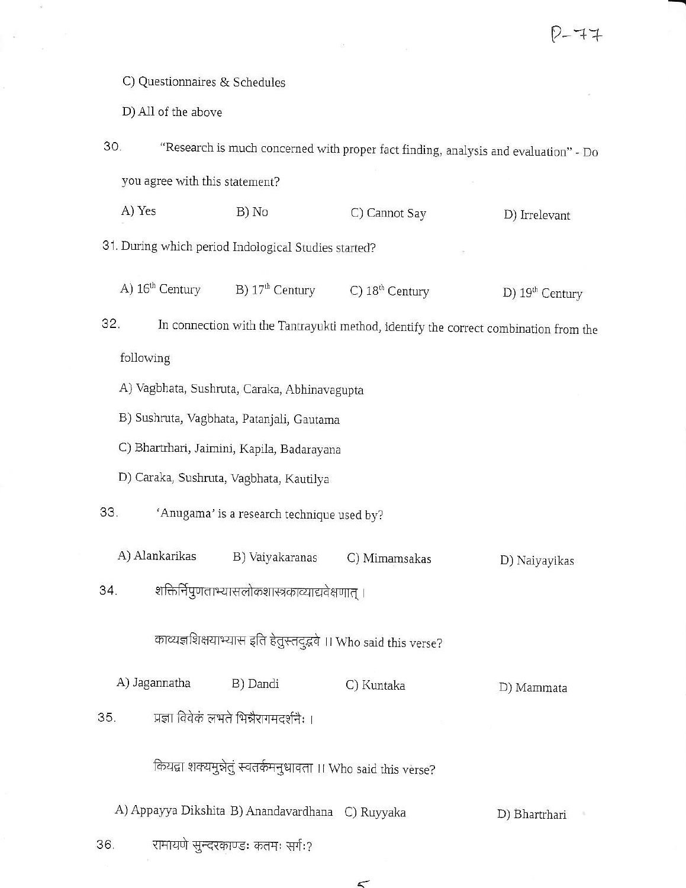C) Questionnaires & Schedules

D) All of the above

30. "Research is much concerned with proper fact finding, analysis and evaluation" - Do you agree with this statement?

A) Yes B) No C) Cannot Say D) Irrelevant

31. During which period Indological Studies started?

A) 16th Century B) 17th Century C) 18th Century D) 19th Century

32. In connection with the Tantrayukti method, identify the correct combination from the following

A) Vagbhata, Sushruta, Caraka, Abhinavagupta

B) Sushruta, Vagbhata, Patanjali, Gautama

C) Bhartrhari, Jaimini, Kapila, Badarayana

D) Caraka, Sushruta, Vagbhata, Kautilya

33. 'Anugama' is a research technique used by?

A) Alankarikas B) Vaiyakaranas C) Mimamsakas D) Naiyayikas

34. शक्तिर्निपुणताभ्यासलोकशास्त्रकाव्याद्यवेक्षणात् ।

काव्यज्ञशिक्षयाभ्यास इति हेतुस्तदुद्भवे ।। Who said this verse?

A) Jagannatha B) Dandi C) Kuntaka D) Mammata

35. प्रज्ञा विवेकं लभते भिन्नैरागमदर्शनैः ।

कियद्वा शक्यमुन्नेतुं स्वतर्कमनुधावता ।। Who said this verse?

A) Appayya Dikshita B) Anandavardhana C) Ruyyaka D) Bhartrhari

36. रामायणे सुन्दरकाण्डः कतमः सर्गः?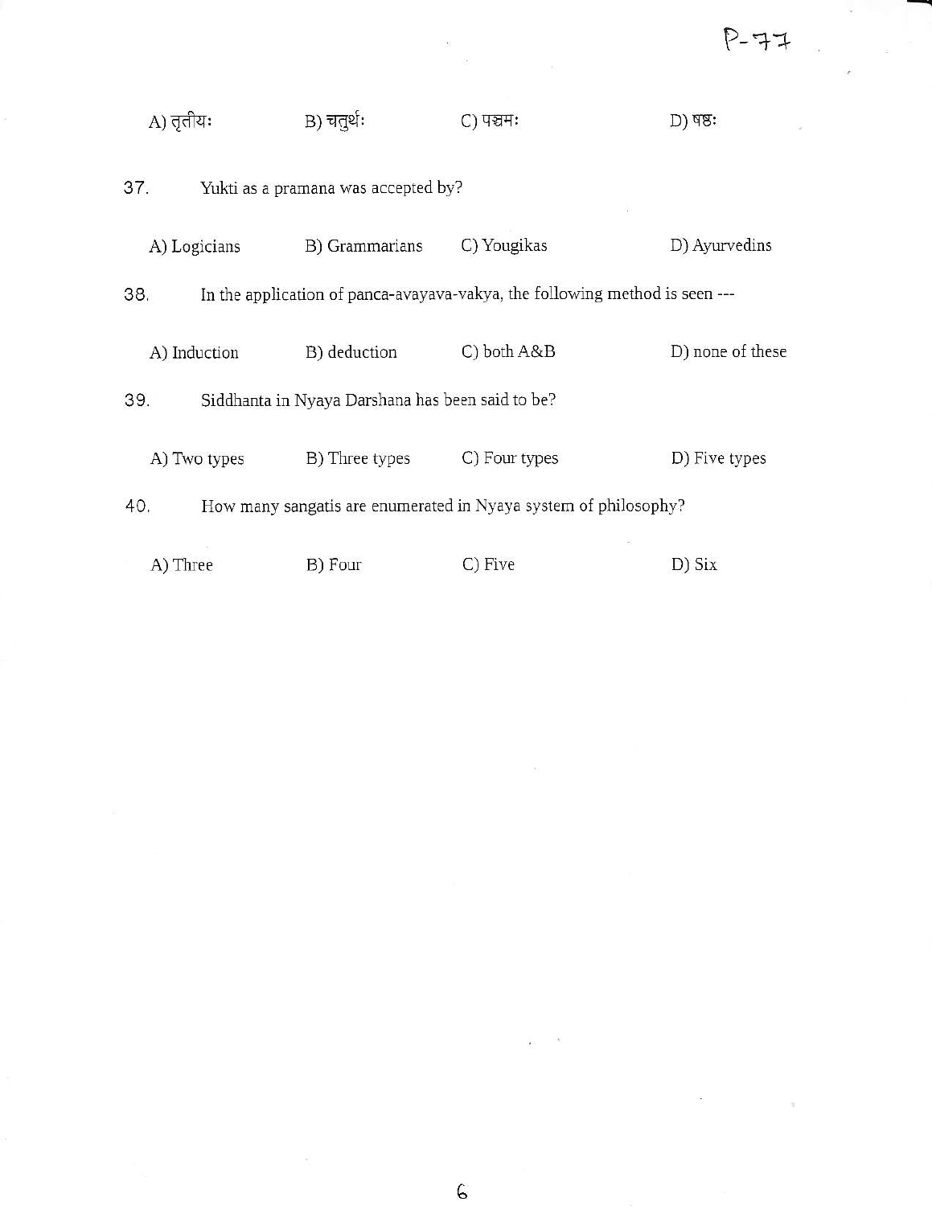A) तृतीयः B) चतुर्थः C) पञ्चमः D) षष्ठः

37. Yukti as a pramana was accepted by?

A) Logicians B) Grammarians C) Yougikas D) Ayurvedins

38. In the application of panca-avayava-vakya, the following method is seen ---

A) Induction B) deduction C) both A&B D) none of these

39. Siddhanta in Nyaya Darshana has been said to be?

A) Two types B) Three types C) Four types D) Five types

40. How many sangatis are enumerated in Nyaya system of philosophy?

A) Three B) Four C) Five D) Six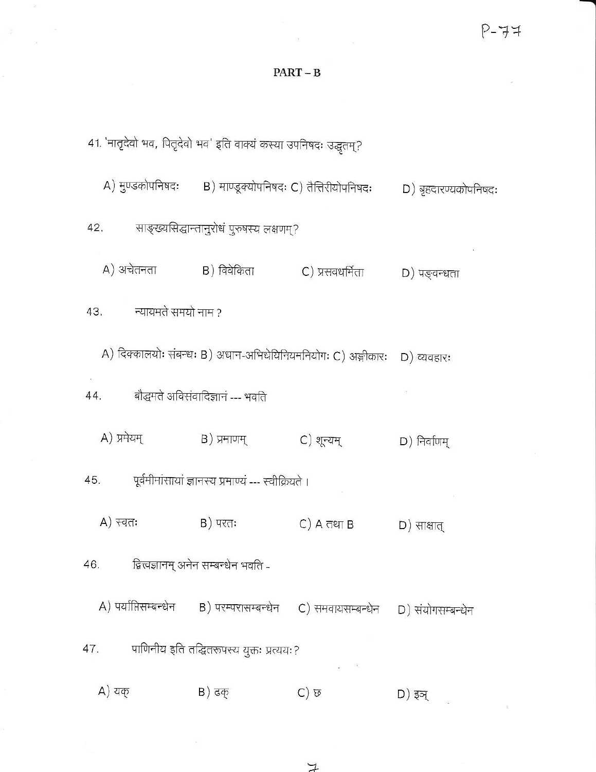## PART – B

41. 'मातृदेवो भव, पितृदेवो भव' इति वाक्यं कस्या उपनिषदः उद्धृतम्?

A) मुण्डकोपनिषदः B) माण्डूक्योपनिषदः C) तैत्तिरीयोपनिषदः D) बृहदारण्यकोपनिषदः

42. साङ्ख्यसिद्धान्तानुरोधं पुरुषस्य लक्षणम्?

A) अचेतनता B) विवेकिता C) प्रसवधर्मिता D) पङ्वन्धता

43. न्यायमते समयो नाम ?

A) दिक्कालयोः संबन्धः B) अधान-अभिधेयिनियमनियोगः C) अङ्गीकारः D) व्यवहारः

44. बौद्धमते अविसंवादिज्ञानं --- भवति

A) प्रमेयम् B) प्रमाणम् C) शून्यम् D) निर्वाणम्

45. पूर्वमीमांसायां ज्ञानस्य प्रमाण्यं --- स्वीक्रियते ।

A) स्वतः B) परतः C) A तथा B D) साक्षात्

46. द्वित्वज्ञानम् अनेन सम्बन्धेन भवति -

A) पर्याप्तिसम्बन्धेन B) परम्परासम्बन्धेन C) समवायसम्बन्धेन D) संयोगसम्बन्धेन

47. पाणिनीय इति तद्धितरूपस्य युक्तः प्रत्ययः?

A) यक् B) ढक् C) छ D) इञ्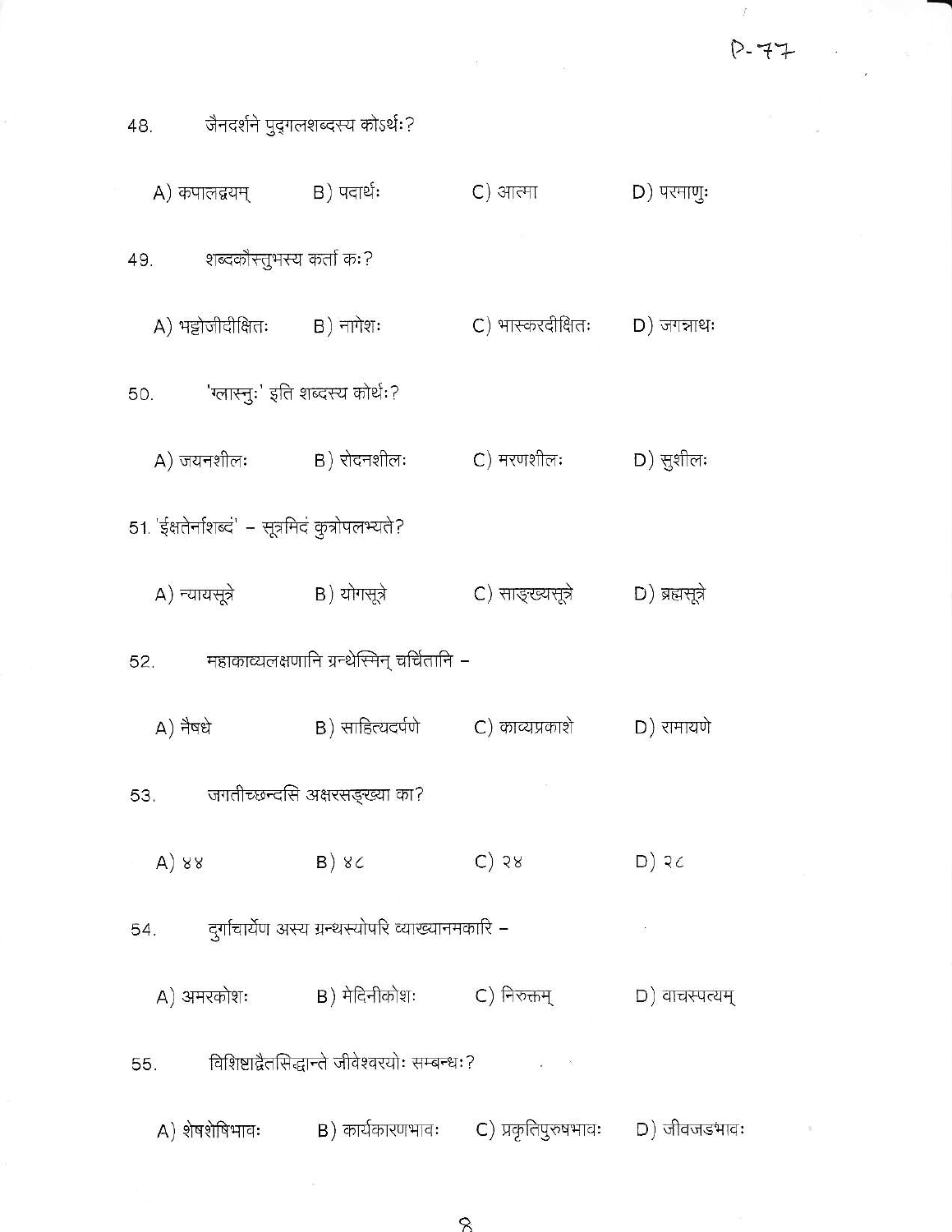48. जैनदर्शने पुद्गलशब्दस्य कोऽर्थः?

A) कपालद्वयम् B) पदार्थः C) आत्मा D) परमाणुः

49. शब्दकौस्तुभस्य कर्ता कः?

A) भट्टोजीदीक्षितः B) नागेशः C) भास्करदीक्षितः D) जगन्नाथः

50. 'ग्लास्नुः' इति शब्दस्य कोर्थः?

A) जयनशीलः B) रोदनशीलः C) मरणशीलः D) सुशीलः

51. 'ईक्षतेर्नाशब्दं' – सूत्रमिदं कुत्रोपलभ्यते?

A) न्यायसूत्रे B) योगसूत्रे C) साङ्ख्यसूत्रे D) ब्रह्मसूत्रे

52. महाकाव्यलक्षणानि ग्रन्थेऽस्मिन् चर्चितानि –

A) नैषधे B) साहित्यदर्पणे C) काव्यप्रकाशे D) रामायणे

53. जगतीच्छन्दसि अक्षरसङ्ख्या का?

A) ४४ B) ४८ C) २४ D) २८

54. दुर्गाचार्येण अस्य ग्रन्थस्योपरि व्याख्यानमकारि –

A) अमरकोशः B) मेदिनीकोशः C) निरुक्तम् D) वाचस्पत्यम्

55. विशिष्टाद्वैतसिद्धान्ते जीवेश्वरयोः सम्बन्धः?

A) शेषशेषिभावः B) कार्यकारणभावः C) प्रकृतिपुरुषभावः D) जीवजडभावः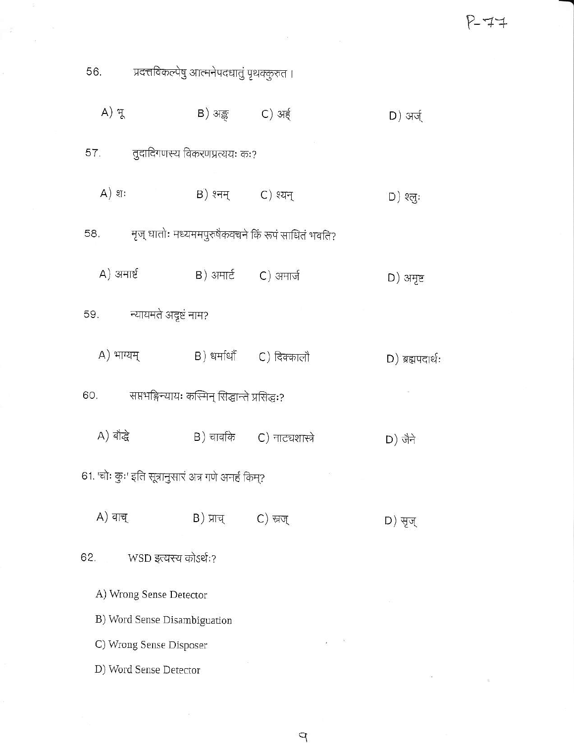56. प्रदत्तविकल्पेषु आत्मनेपदधातुं पृथक्कुरुत ।

A) भू B) अङ्क् C) अर्ह् D) अर्ज्

57. तुदादिगणस्य विकरणप्रत्ययः कः?

A) शः B) श्नम् C) श्यन् D) श्लुः

58. मृज् धातोः मध्यमपुरुषैकवचने किं रूपं साधितं भवति?

A) अमार्ष्ट B) अमार्ट C) अमार्ज D) अमृष्ट

59. न्यायमते अदृष्टं नाम?

A) भाग्यम् B) धर्माधर्मौ C) दिक्कालौ D) ब्रह्मपदार्थः

60. सप्तभङ्गिन्यायः कस्मिन् सिद्धान्ते प्रसिद्धः?

A) बौद्धे B) चार्वाके C) नाट्यशास्त्रे D) जैने

61. 'चोः कुः' इति सूत्रानुसारं अत्र गणे अनर्हं किम्?

A) वाच् B) प्राच् C) स्रज् D) सृज्

62. WSD इत्यस्य कोऽर्थः?

A) Wrong Sense Detector

B) Word Sense Disambiguation

C) Wrong Sense Disposer

D) Word Sense Detector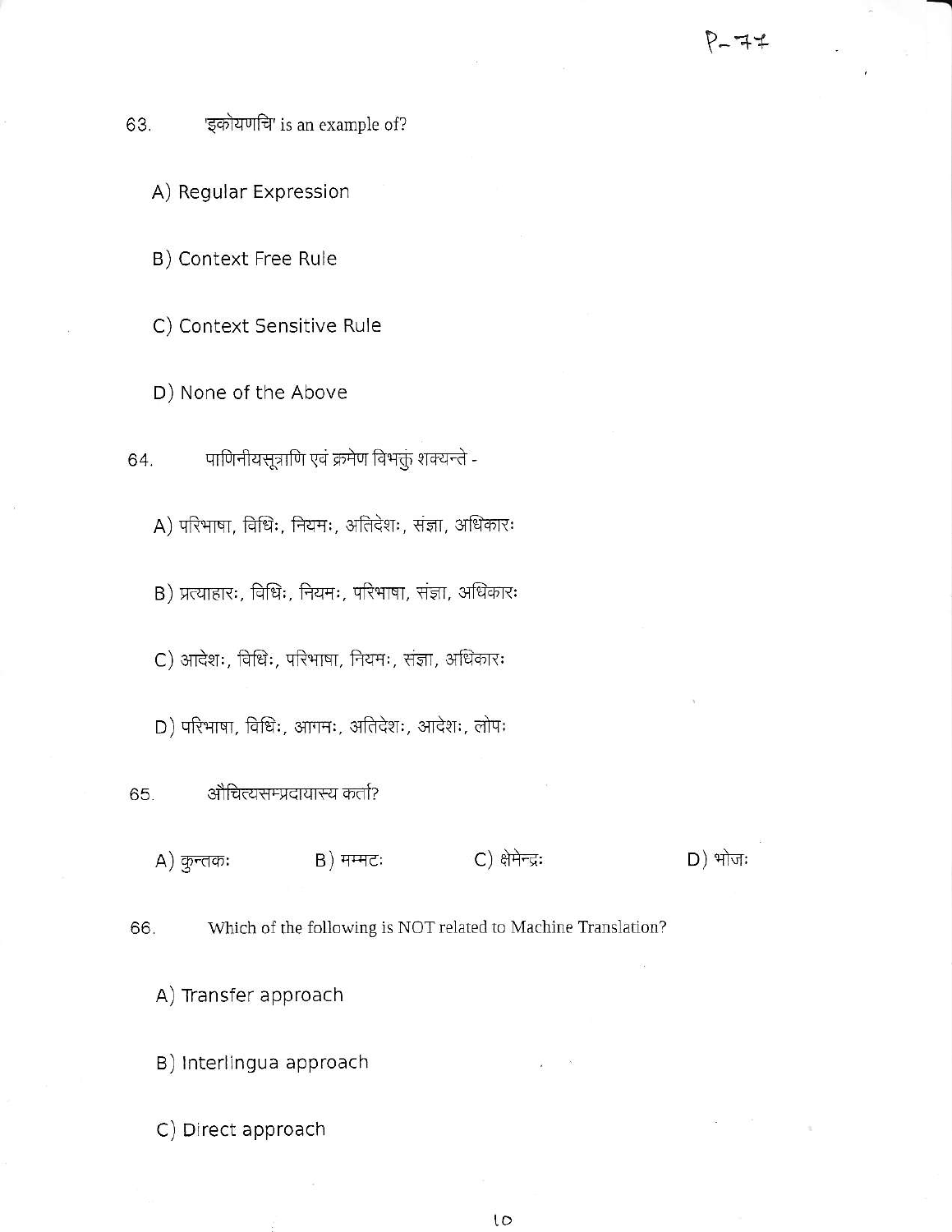63. 'इकोयणचि' is an example of?

A) Regular Expression

B) Context Free Rule

C) Context Sensitive Rule

D) None of the Above

64. पाणिनीयसूत्राणि एवं क्रमेण विभक्तुं शक्यन्ते -

A) परिभाषा, विधिः, नियमः, अतिदेशः, संज्ञा, अधिकारः

B) प्रत्याहारः, विधिः, नियमः, परिभाषा, संज्ञा, अधिकारः

C) आदेशः, विधिः, परिभाषा, नियमः, संज्ञा, अधिकारः

D) परिभाषा, विधिः, आगमः, अतिदेशः, आदेशः, लोपः

65. औचित्यसम्प्रदायास्य कर्ता?

A) कुन्तकः B) मम्मटः C) क्षेमेन्द्रः D) भोजः

66. Which of the following is NOT related to Machine Translation?

A) Transfer approach

B) Interlingua approach

C) Direct approach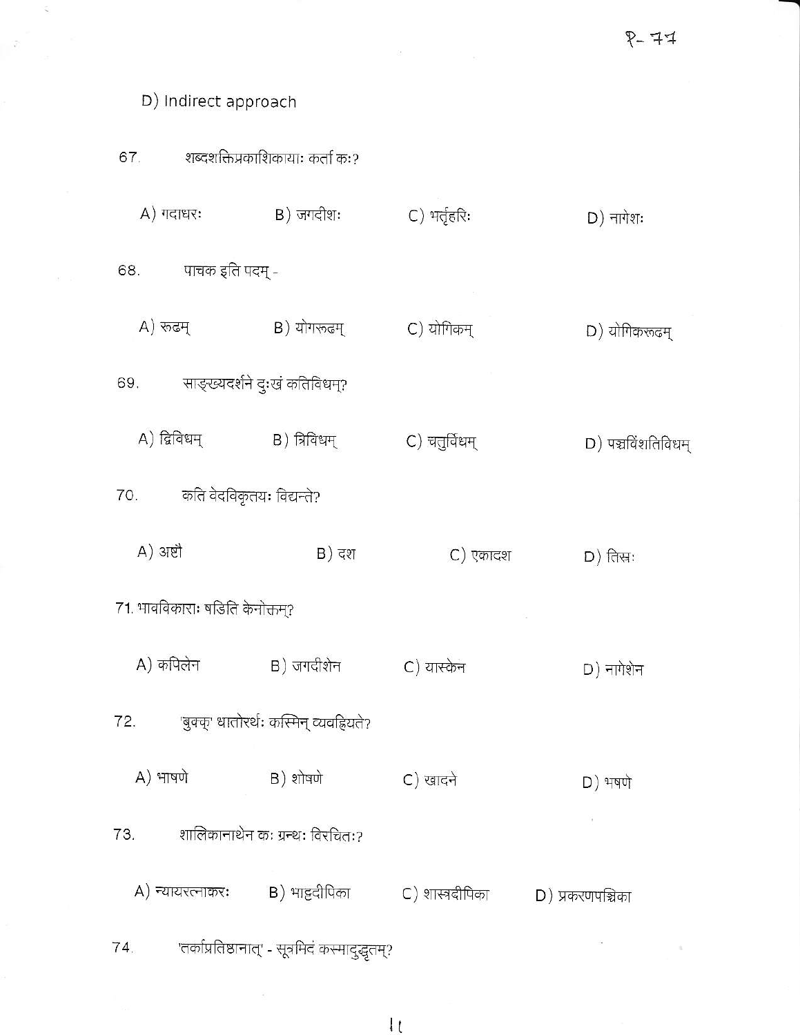D) Indirect approach

67. शब्दशक्तिप्रकाशिकायाः कर्ता कः?

A) गदाधरः B) जगदीशः C) भर्तृहरिः D) नागेशः

68. पाचक इति पदम् -

A) रूढम् B) योगरूढम् C) योगिकम् D) योगिकरूढम्

69. साङ्ख्यदर्शने दुःखं कतिविधम्?

A) द्विविधम् B) त्रिविधम् C) चतुर्विधम् D) पञ्चविंशतिविधम्

70. कति वेदविकृतयः विद्यन्ते?

A) अष्टौ B) दश C) एकादश D) तिस्रः

71. भावविकाराः षडिति केनोक्तम्?

A) कपिलेन B) जगदीशेन C) यास्केन D) नागेशेन

72. 'बुक्क्' धातोरर्थः कस्मिन् व्यवह्रियते?

A) भाषणे B) शोषणे C) खादने D) भषणे

73. शालिकानाथेन कः ग्रन्थः विरचितः?

A) न्यायरत्नाकरः B) भाट्टदीपिका C) शास्त्रदीपिका D) प्रकरणपञ्चिका

74. 'तर्काप्रतिष्ठानात्' - सूत्रमिदं कस्मादुद्धृतम्?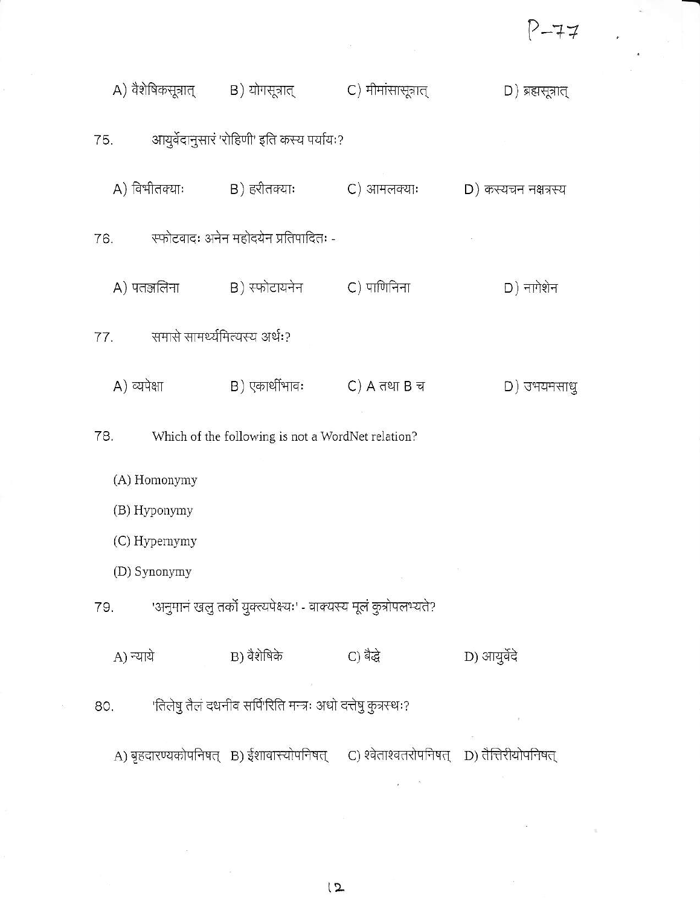A) वैशेषिकसूत्रात् B) योगसूत्रात् C) मीमांसासूत्रात् D) ब्रह्मसूत्रात्

75. आयुर्वेदानुसारं 'रोहिणी' इति कस्य पर्यायः?

A) विभीतक्याः B) हरीतक्याः C) आमलक्याः D) कस्यचन नक्षत्रस्य

76. स्फोटवादः अनेन महोदयेन प्रतिपादितः -

A) पतञ्जलिना B) स्फोटायनेन C) पाणिनिना D) नागेशेन

77. समासे सामर्थ्यमित्यस्य अर्थः?

A) व्यपेक्षा B) एकार्थीभावः C) A तथा B च D) उभयमसाधु

78. Which of the following is not a WordNet relation?

(A) Homonymy

(B) Hyponymy

(C) Hypernymy

(D) Synonymy

79. 'अनुमानं खलु तर्को युक्त्यपेक्ष्यः' - वाक्यस्य मूलं कुत्रोपलभ्यते?

A) न्याये B) वैशेषिके C) बौद्धे D) आयुर्वेदे

80. 'तिलेषु तैलं दधनीव सर्पि'रिति मन्त्रः अधो दत्तेषु कुत्रस्थः?

A) बृहदारण्यकोपनिषत् B) ईशावास्योपनिषत् C) श्वेताश्वतरोपनिषत् D) तैत्तिरीयोपनिषत्